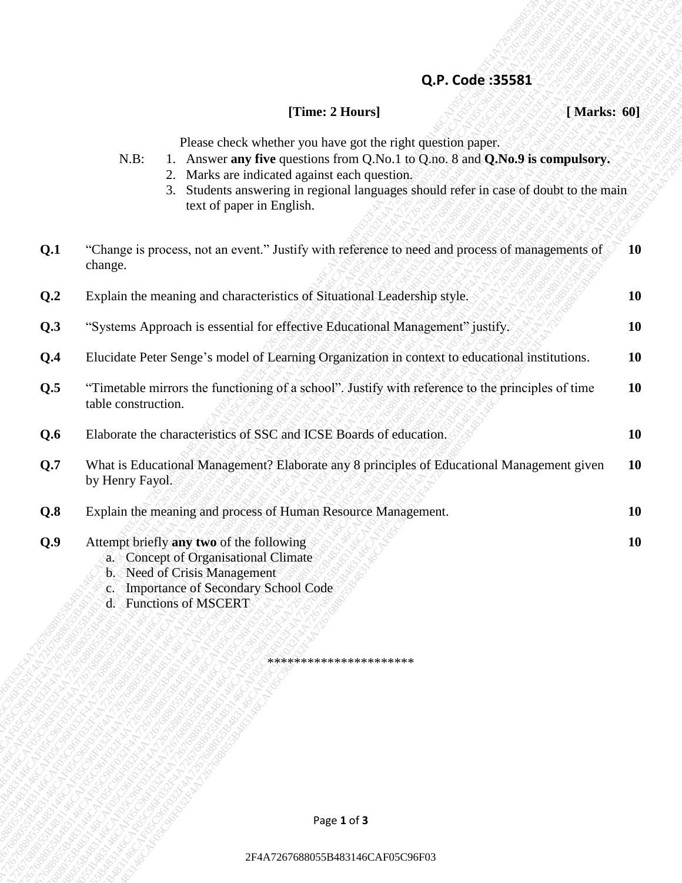**Q.P. Code :35581**

**[Time: 2 Hours]** **[ Marks: 60]**

Please check whether you have got the right question paper.

N.B:
1. Answer **any five** questions from Q.No.1 to Q.no. 8 and **Q.No.9 is compulsory.**
2. Marks are indicated against each question.
3. Students answering in regional languages should refer in case of doubt to the main text of paper in English.

| | | |
|---|---|---|
| **Q.1** | "Change is process, not an event." Justify with reference to need and process of managements of change. | **10** |
| **Q.2** | Explain the meaning and characteristics of Situational Leadership style. | **10** |
| **Q.3** | "Systems Approach is essential for effective Educational Management" justify. | **10** |
| **Q.4** | Elucidate Peter Senge's model of Learning Organization in context to educational institutions. | **10** |
| **Q.5** | "Timetable mirrors the functioning of a school". Justify with reference to the principles of time table construction. | **10** |
| **Q.6** | Elaborate the characteristics of SSC and ICSE Boards of education. | **10** |
| **Q.7** | What is Educational Management? Elaborate any 8 principles of Educational Management given by Henry Fayol. | **10** |
| **Q.8** | Explain the meaning and process of Human Resource Management. | **10** |
| **Q.9** | Attempt briefly **any two** of the following<br>a. Concept of Organisational Climate<br>b. Need of Crisis Management<br>c. Importance of Secondary School Code<br>d. Functions of MSCERT | **10** |

**********************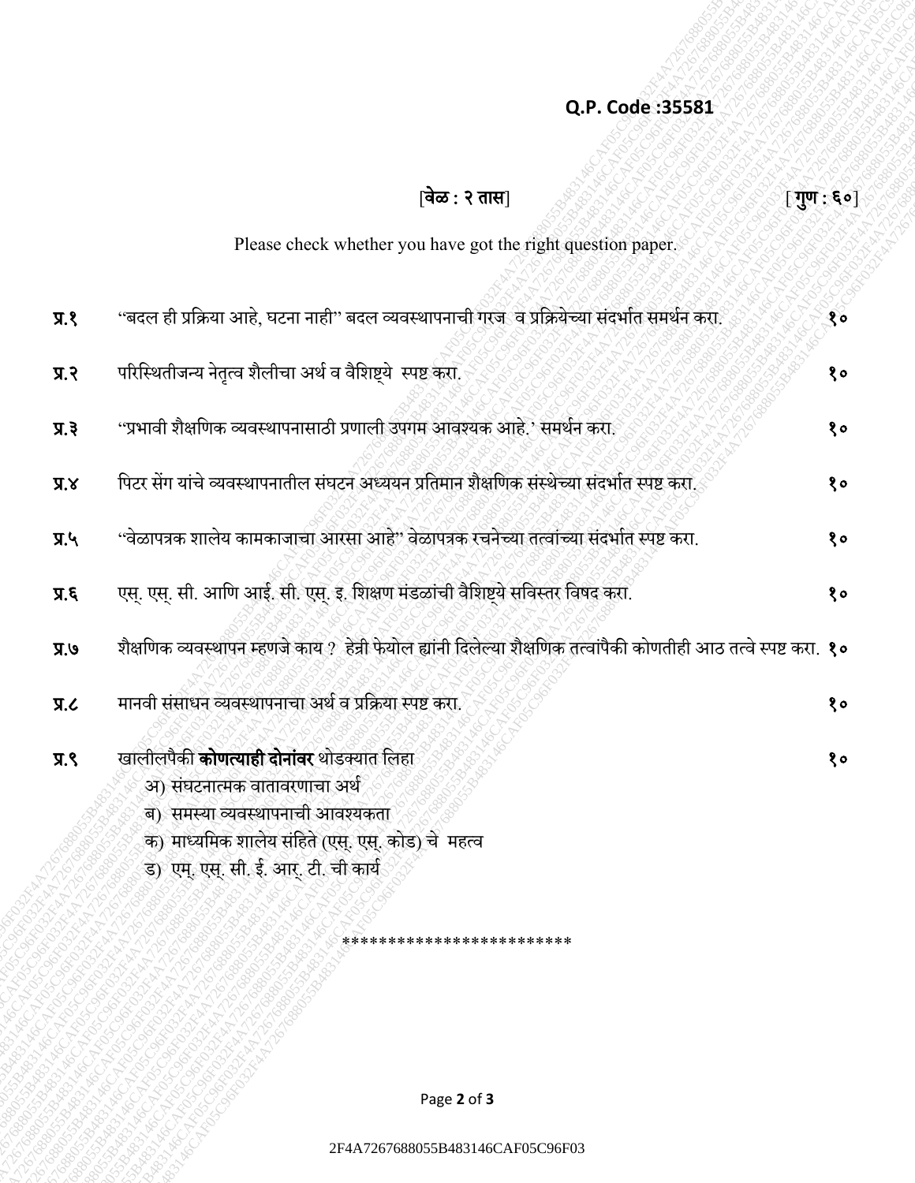**Q.P. Code :35581**

[**वेळ : २ तास**] [**गुण : ६०**]

Please check whether you have got the right question paper.

**प्र.१** "बदल ही प्रक्रिया आहे, घटना नाही" बदल व्यवस्थापनाची गरज व प्रक्रियेच्या संदर्भात समर्थन करा. **१०**

**प्र.२** परिस्थितीजन्य नेतृत्व शैलीचा अर्थ व वैशिष्ट्ये स्पष्ट करा. **१०**

**प्र.३** "प्रभावी शैक्षणिक व्यवस्थापनासाठी प्रणाली उपगम आवश्यक आहे.' समर्थन करा. **१०**

**प्र.४** पिटर सेंग यांचे व्यवस्थापनातील संघटन अध्ययन प्रतिमान शैक्षणिक संस्थेच्या संदर्भात स्पष्ट करा. **१०**

**प्र.५** "वेळापत्रक शालेय कामकाजाचा आरसा आहे" वेळापत्रक रचनेच्या तत्वांच्या संदर्भात स्पष्ट करा. **१०**

**प्र.६** एस्. एस्. सी. आणि आई. सी. एस्. इ. शिक्षण मंडळांची वैशिष्ट्ये सविस्तर विषद करा. **१०**

**प्र.७** शैक्षणिक व्यवस्थापन म्हणजे काय ? हेन्री फेयोल ह्यांनी दिलेल्या शैक्षणिक तत्वांपैकी कोणतीही आठ तत्वे स्पष्ट करा. **१०**

**प्र.८** मानवी संसाधन व्यवस्थापनाचा अर्थ व प्रक्रिया स्पष्ट करा. **१०**

**प्र.९** खालीलपैकी **कोणत्याही दोनांवर** थोडक्यात लिहा **१०**

अ) संघटनात्मक वातावरणाचा अर्थ

ब) समस्या व्यवस्थापनाची आवश्यकता

क) माध्यमिक शालेय संहिते (एस्. एस्. कोड) चे महत्व

ड) एम्. एस्. सी. ई. आर्. टी. ची कार्य

\*\*\*\*\*\*\*\*\*\*\*\*\*\*\*\*\*\*\*\*\*\*\*\*\*

2F4A7267688055B483146CAF05C96F03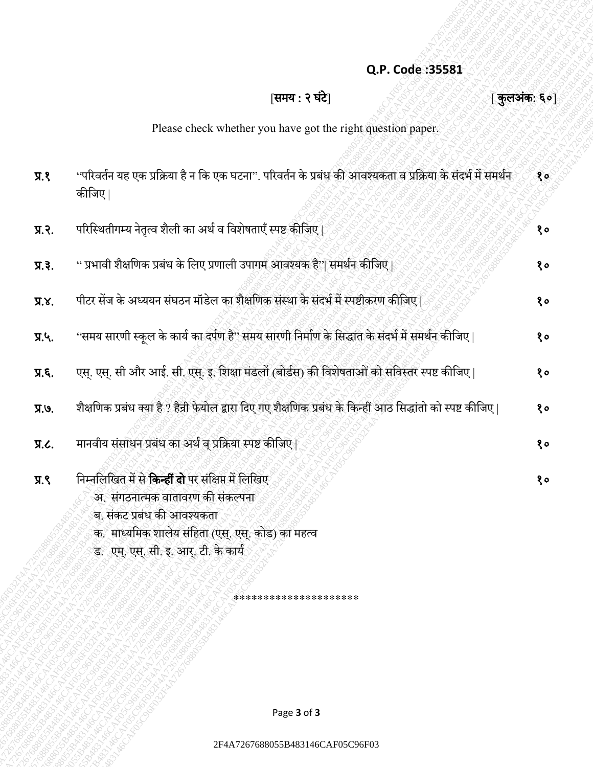**Q.P. Code :35581**

[**समय : २ घंटे**] [ **कुलअंक: ६०**]

Please check whether you have got the right question paper.

| | | |
|---|---|---|
| **प्र.१** | "परिवर्तन यह एक प्रक्रिया है न कि एक घटना". परिवर्तन के प्रबंध की आवश्यकता व प्रक्रिया के संदर्भ में समर्थन कीजिए \| | **१०** |
| **प्र.२.** | परिस्थितीगम्य नेतृत्व शैली का अर्थ व विशेषताएँ स्पष्ट कीजिए \| | १० |
| **प्र.३.** | " प्रभावी शैक्षणिक प्रबंध के लिए प्रणाली उपागम आवश्यक है"\| समर्थन कीजिए \| | १० |
| **प्र.४.** | पीटर सेंज के अध्ययन संघटन मॉडेल का शैक्षणिक संस्था के संदर्भ में स्पष्टीकरण कीजिए \| | १० |
| **प्र.५.** | "समय सारणी स्कूल के कार्य का दर्पण है" समय सारणी निर्माण के सिद्धांत के संदर्भ में समर्थन कीजिए \| | १० |
| **प्र.६.** | एस्. एस्. सी और आई. सी. एस्. इ. शिक्षा मंडलों (बोर्डस) की विशेषताओं को सविस्तर स्पष्ट कीजिए \| | १० |
| **प्र.७.** | शैक्षणिक प्रबंध क्या है ? हैन्री फेयोल द्वारा दिए गए शैक्षणिक प्रबंध के किन्हीं आठ सिद्धांतो को स्पष्ट कीजिए \| | १० |
| **प्र.८.** | मानवीय संसाधन प्रबंध का अर्थ व् प्रक्रिया स्पष्ट कीजिए \| | १० |
| **प्र.९** | निम्नलिखित में से **किन्हीं दो** पर संक्षिप्त में लिखिए | १० |

अ. संगठनात्मक वातावरण की संकल्पना

ब. संकट प्रबंध की आवश्यकता

क. माध्यमिक शालेय संहिता (एस्. एस्. कोड) का महत्व

ड. एम्. एस्. सी. इ. आर्. टी. के कार्य

********************

2F4A7267688055B483146CAF05C96F03